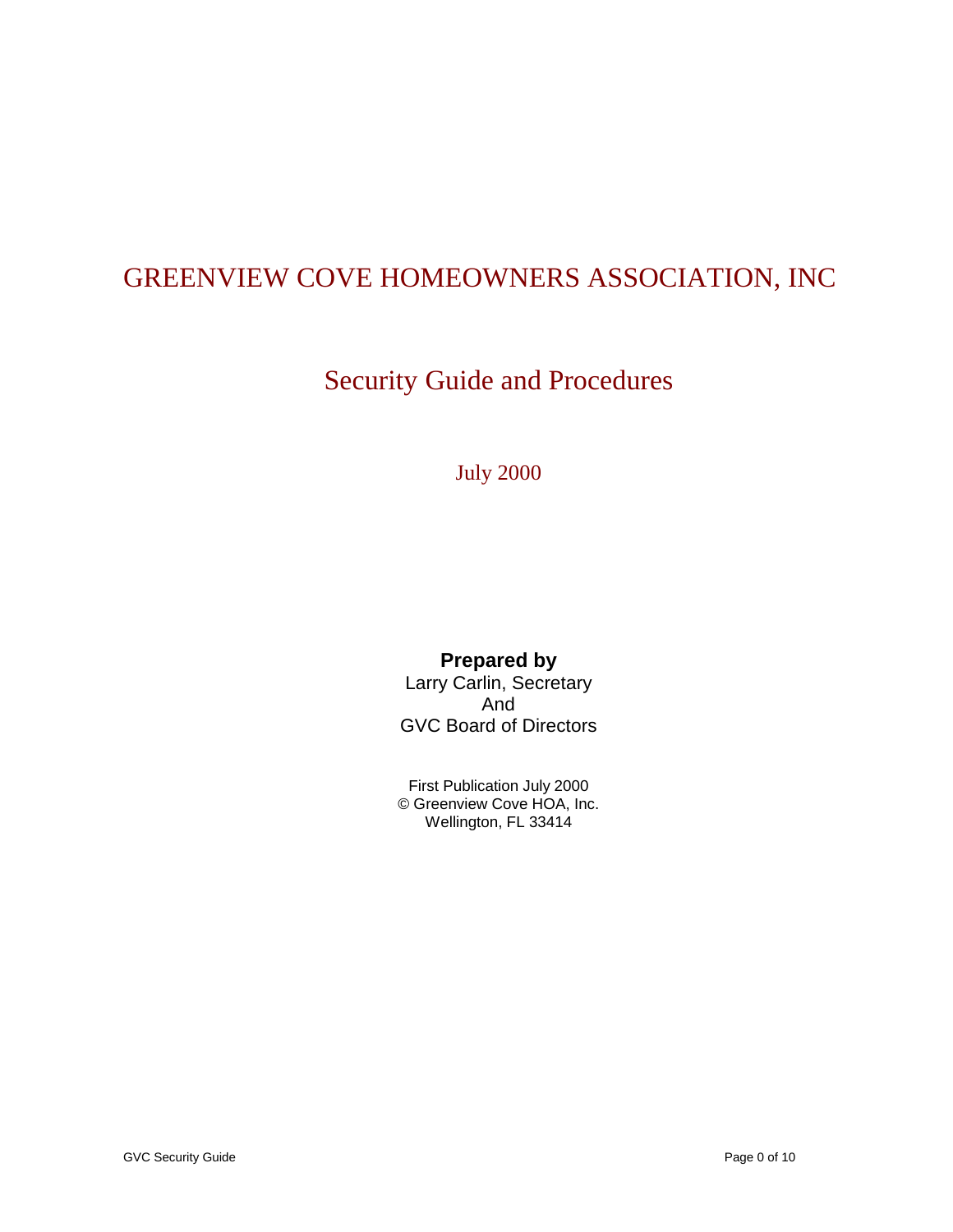# GREENVIEW COVE HOMEOWNERS ASSOCIATION, INC

## Security Guide and Procedures

July 2000

**Prepared by**
Larry Carlin, Secretary
And
GVC Board of Directors

First Publication July 2000
© Greenview Cove HOA, Inc.
Wellington, FL 33414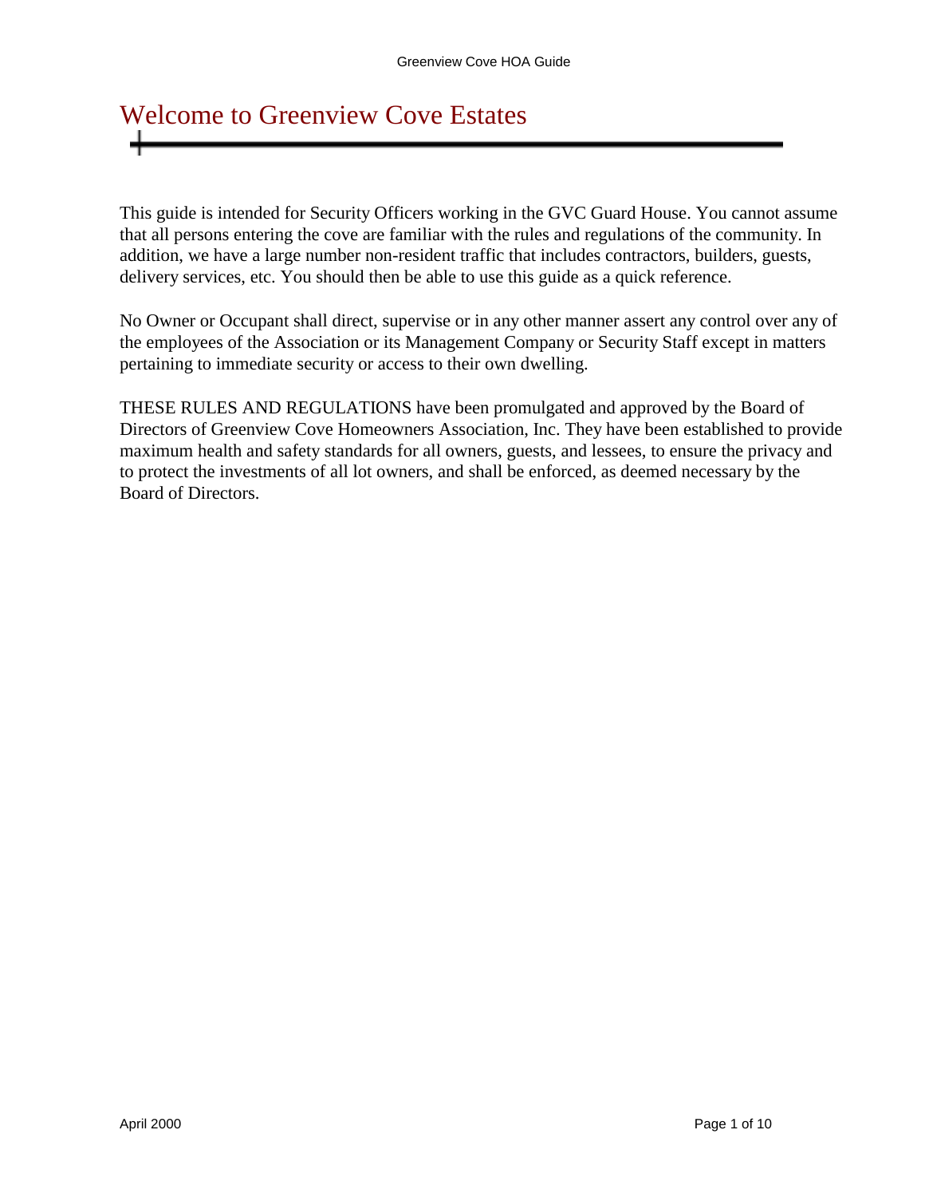# Welcome to Greenview Cove Estates

This guide is intended for Security Officers working in the GVC Guard House. You cannot assume that all persons entering the cove are familiar with the rules and regulations of the community. In addition, we have a large number non-resident traffic that includes contractors, builders, guests, delivery services, etc. You should then be able to use this guide as a quick reference.

No Owner or Occupant shall direct, supervise or in any other manner assert any control over any of the employees of the Association or its Management Company or Security Staff except in matters pertaining to immediate security or access to their own dwelling.

THESE RULES AND REGULATIONS have been promulgated and approved by the Board of Directors of Greenview Cove Homeowners Association, Inc. They have been established to provide maximum health and safety standards for all owners, guests, and lessees, to ensure the privacy and to protect the investments of all lot owners, and shall be enforced, as deemed necessary by the Board of Directors.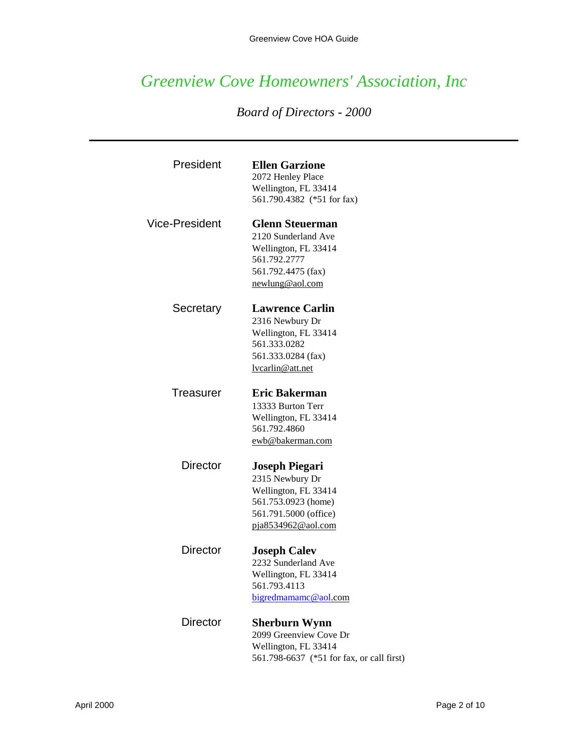# *Greenview Cove Homeowners' Association, Inc*

## *Board of Directors - 2000*

---

**President**

**Ellen Garzione**
2072 Henley Place
Wellington, FL 33414
561.790.4382 (*51 for fax)

**Vice-President**

**Glenn Steuerman**
2120 Sunderland Ave
Wellington, FL 33414
561.792.2777
561.792.4475 (fax)
newlung@aol.com

**Secretary**

**Lawrence Carlin**
2316 Newbury Dr
Wellington, FL 33414
561.333.0282
561.333.0284 (fax)
lvcarlin@att.net

**Treasurer**

**Eric Bakerman**
13333 Burton Terr
Wellington, FL 33414
561.792.4860
ewb@bakerman.com

**Director**

**Joseph Piegari**
2315 Newbury Dr
Wellington, FL 33414
561.753.0923 (home)
561.791.5000 (office)
pja8534962@aol.com

**Director**

**Joseph Calev**
2232 Sunderland Ave
Wellington, FL 33414
561.793.4113
bigredmamamc@aol.com

**Director**

**Sherburn Wynn**
2099 Greenview Cove Dr
Wellington, FL 33414
561.798-6637 (*51 for fax, or call first)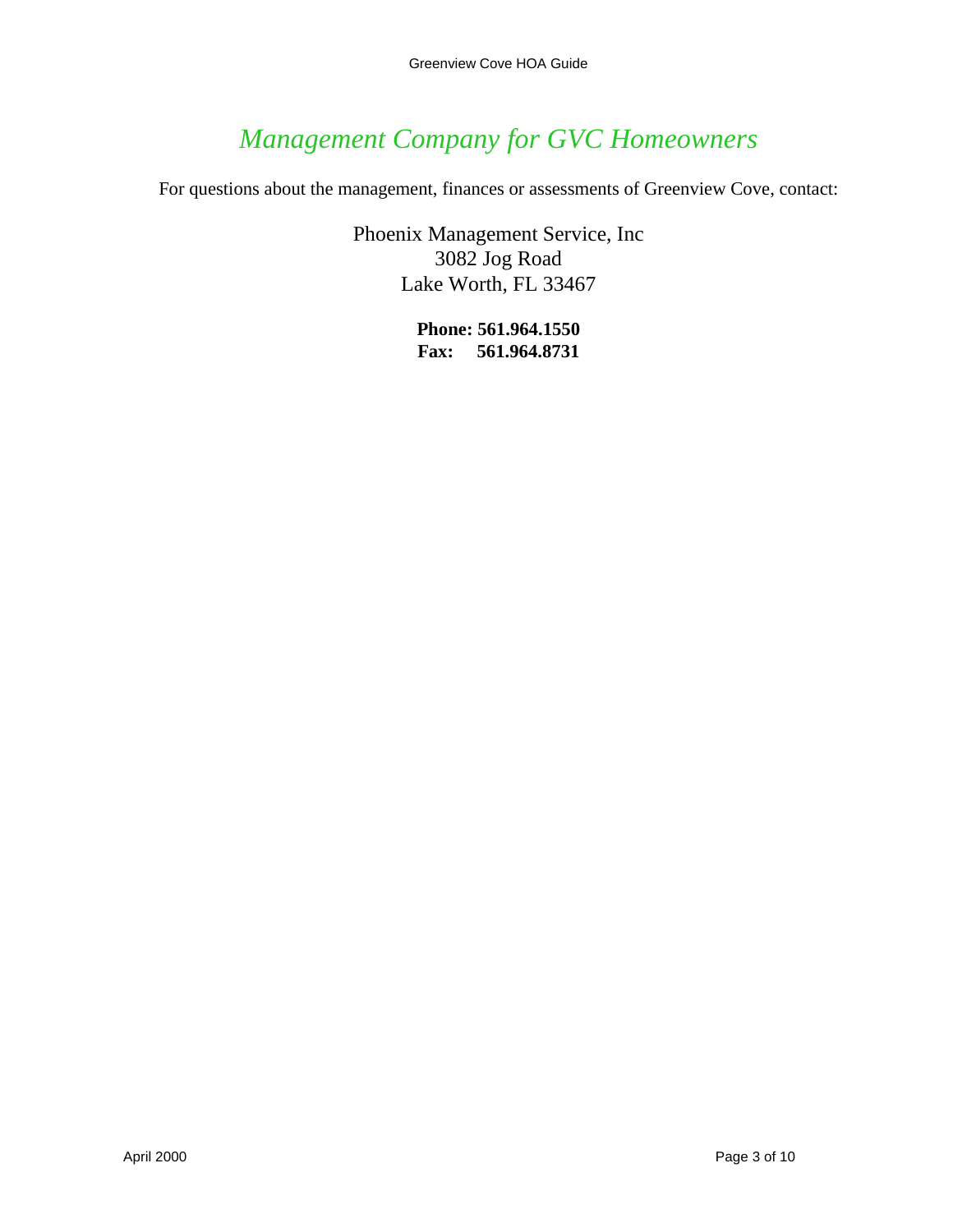# *Management Company for GVC Homeowners*

For questions about the management, finances or assessments of Greenview Cove, contact:

Phoenix Management Service, Inc
3082 Jog Road
Lake Worth, FL 33467

**Phone: 561.964.1550**
**Fax: 561.964.8731**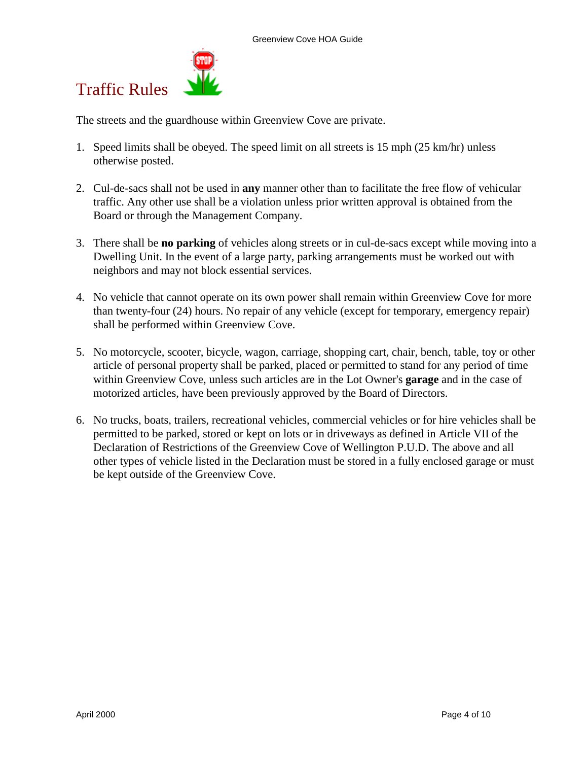# Traffic Rules

The streets and the guardhouse within Greenview Cove are private.

1. Speed limits shall be obeyed. The speed limit on all streets is 15 mph (25 km/hr) unless otherwise posted.

2. Cul-de-sacs shall not be used in **any** manner other than to facilitate the free flow of vehicular traffic. Any other use shall be a violation unless prior written approval is obtained from the Board or through the Management Company.

3. There shall be **no parking** of vehicles along streets or in cul-de-sacs except while moving into a Dwelling Unit. In the event of a large party, parking arrangements must be worked out with neighbors and may not block essential services.

4. No vehicle that cannot operate on its own power shall remain within Greenview Cove for more than twenty-four (24) hours. No repair of any vehicle (except for temporary, emergency repair) shall be performed within Greenview Cove.

5. No motorcycle, scooter, bicycle, wagon, carriage, shopping cart, chair, bench, table, toy or other article of personal property shall be parked, placed or permitted to stand for any period of time within Greenview Cove, unless such articles are in the Lot Owner's **garage** and in the case of motorized articles, have been previously approved by the Board of Directors.

6. No trucks, boats, trailers, recreational vehicles, commercial vehicles or for hire vehicles shall be permitted to be parked, stored or kept on lots or in driveways as defined in Article VII of the Declaration of Restrictions of the Greenview Cove of Wellington P.U.D. The above and all other types of vehicle listed in the Declaration must be stored in a fully enclosed garage or must be kept outside of the Greenview Cove.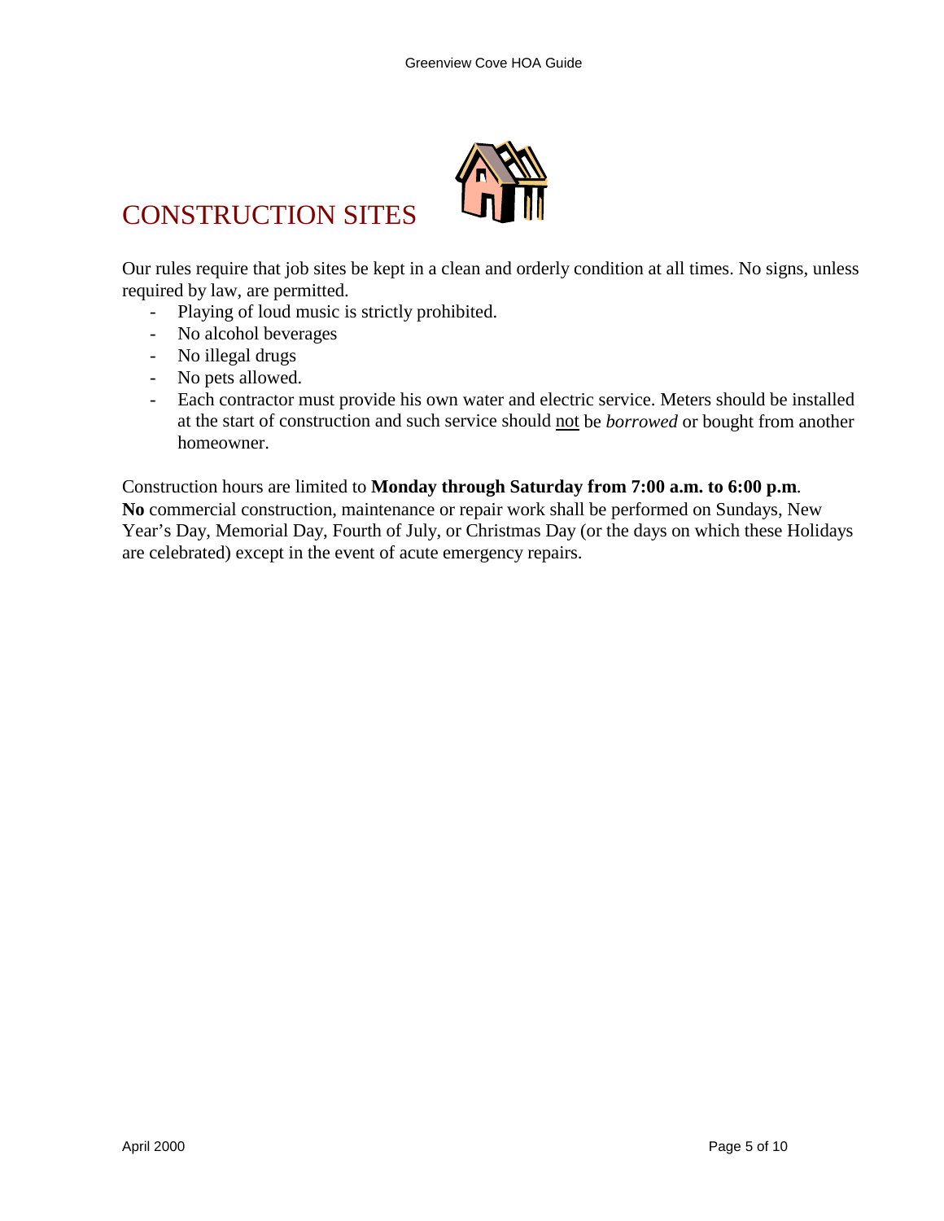# CONSTRUCTION SITES

Our rules require that job sites be kept in a clean and orderly condition at all times. No signs, unless required by law, are permitted.

- Playing of loud music is strictly prohibited.
- No alcohol beverages
- No illegal drugs
- No pets allowed.
- Each contractor must provide his own water and electric service. Meters should be installed at the start of construction and such service should <u>not</u> be *borrowed* or bought from another homeowner.

Construction hours are limited to **Monday through Saturday from 7:00 a.m. to 6:00 p.m**.
**No** commercial construction, maintenance or repair work shall be performed on Sundays, New Year's Day, Memorial Day, Fourth of July, or Christmas Day (or the days on which these Holidays are celebrated) except in the event of acute emergency repairs.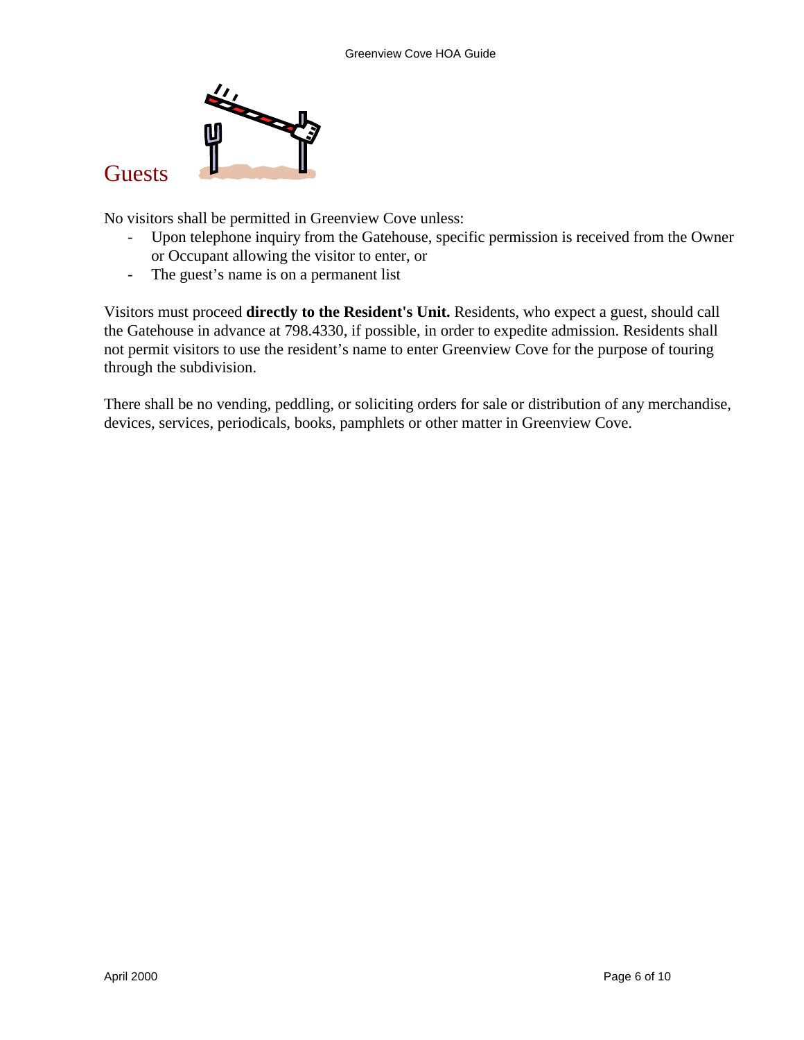# Guests

No visitors shall be permitted in Greenview Cove unless:

- Upon telephone inquiry from the Gatehouse, specific permission is received from the Owner or Occupant allowing the visitor to enter, or
- The guest's name is on a permanent list

Visitors must proceed **directly to the Resident's Unit.** Residents, who expect a guest, should call the Gatehouse in advance at 798.4330, if possible, in order to expedite admission. Residents shall not permit visitors to use the resident's name to enter Greenview Cove for the purpose of touring through the subdivision.

There shall be no vending, peddling, or soliciting orders for sale or distribution of any merchandise, devices, services, periodicals, books, pamphlets or other matter in Greenview Cove.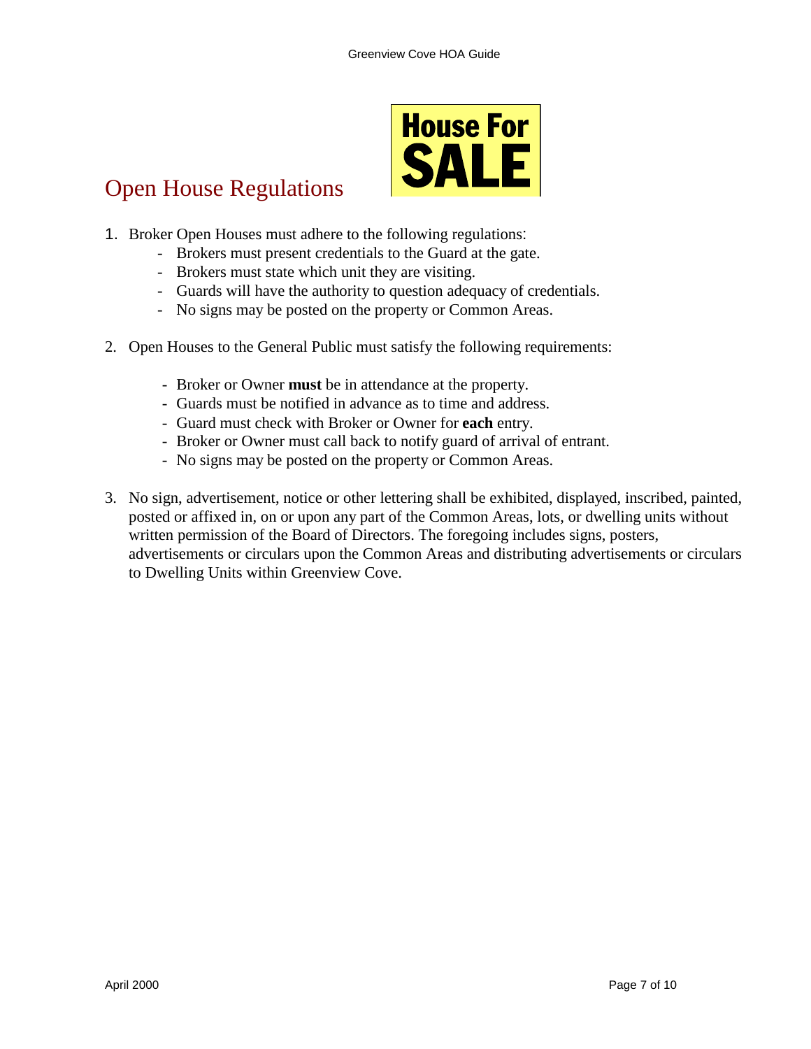## Open House Regulations

1. Broker Open Houses must adhere to the following regulations:
   - Brokers must present credentials to the Guard at the gate.
   - Brokers must state which unit they are visiting.
   - Guards will have the authority to question adequacy of credentials.
   - No signs may be posted on the property or Common Areas.

2. Open Houses to the General Public must satisfy the following requirements:
   - Broker or Owner **must** be in attendance at the property.
   - Guards must be notified in advance as to time and address.
   - Guard must check with Broker or Owner for **each** entry.
   - Broker or Owner must call back to notify guard of arrival of entrant.
   - No signs may be posted on the property or Common Areas.

3. No sign, advertisement, notice or other lettering shall be exhibited, displayed, inscribed, painted, posted or affixed in, on or upon any part of the Common Areas, lots, or dwelling units without written permission of the Board of Directors. The foregoing includes signs, posters, advertisements or circulars upon the Common Areas and distributing advertisements or circulars to Dwelling Units within Greenview Cove.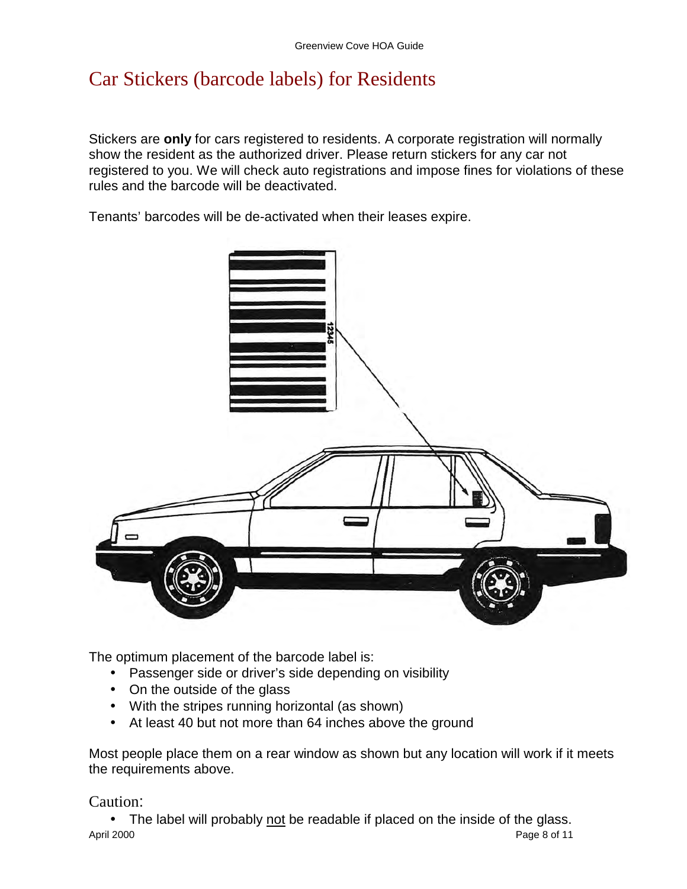# Car Stickers (barcode labels) for Residents

Stickers are **only** for cars registered to residents. A corporate registration will normally show the resident as the authorized driver. Please return stickers for any car not registered to you. We will check auto registrations and impose fines for violations of these rules and the barcode will be deactivated.

Tenants' barcodes will be de-activated when their leases expire.

The optimum placement of the barcode label is:

- Passenger side or driver's side depending on visibility
- On the outside of the glass
- With the stripes running horizontal (as shown)
- At least 40 but not more than 64 inches above the ground

Most people place them on a rear window as shown but any location will work if it meets the requirements above.

## Caution:

- The label will probably not be readable if placed on the inside of the glass.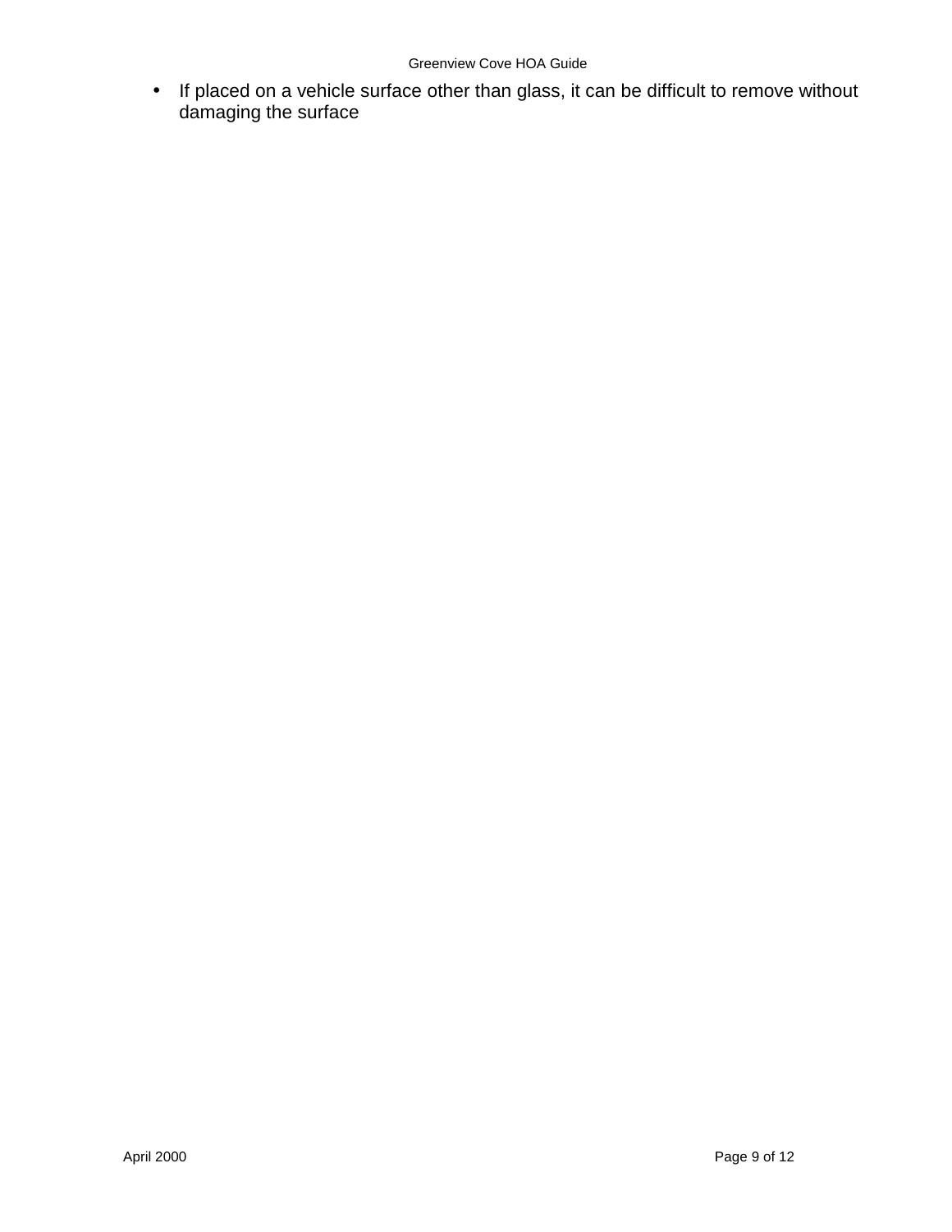- If placed on a vehicle surface other than glass, it can be difficult to remove without damaging the surface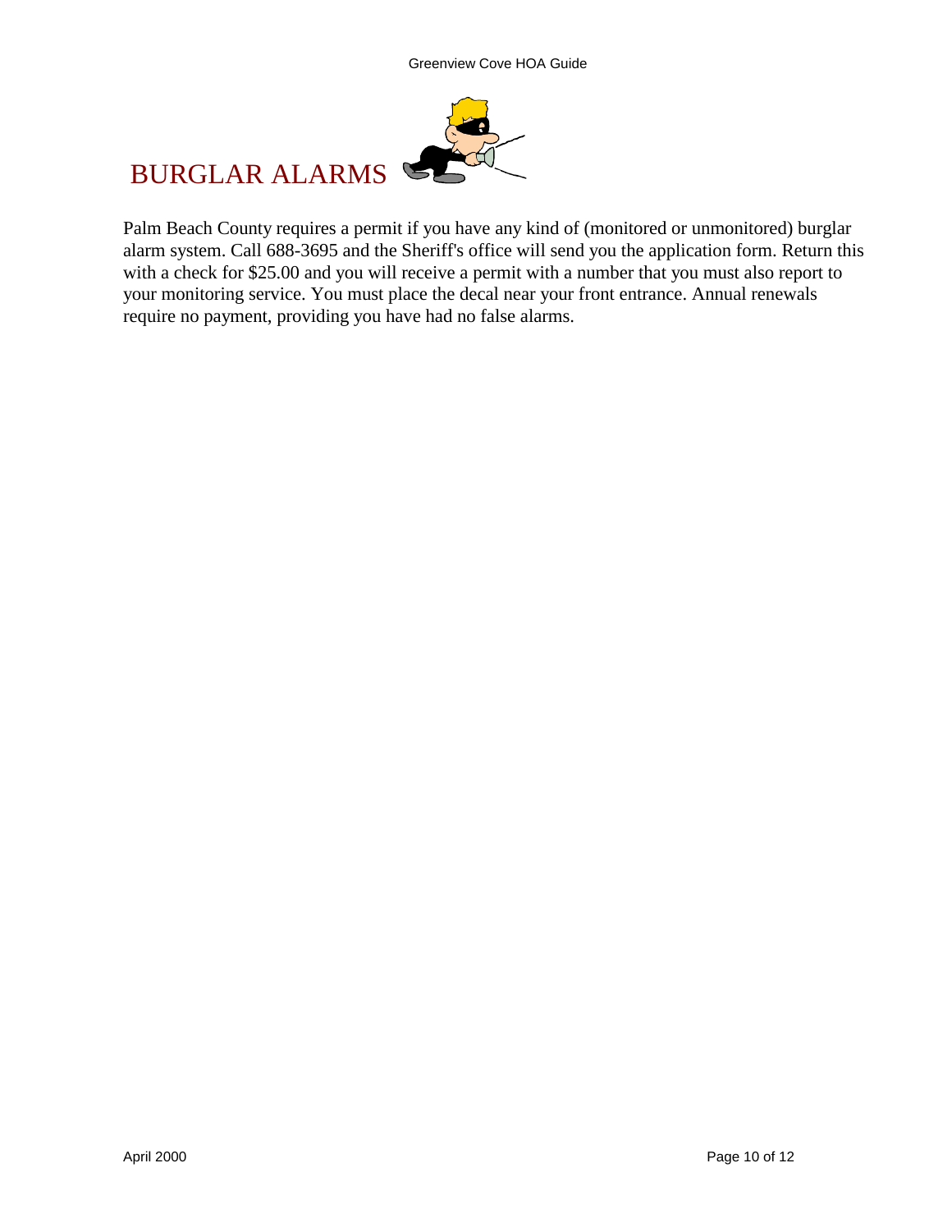# BURGLAR ALARMS

Palm Beach County requires a permit if you have any kind of (monitored or unmonitored) burglar alarm system. Call 688-3695 and the Sheriff's office will send you the application form. Return this with a check for $25.00 and you will receive a permit with a number that you must also report to your monitoring service. You must place the decal near your front entrance. Annual renewals require no payment, providing you have had no false alarms.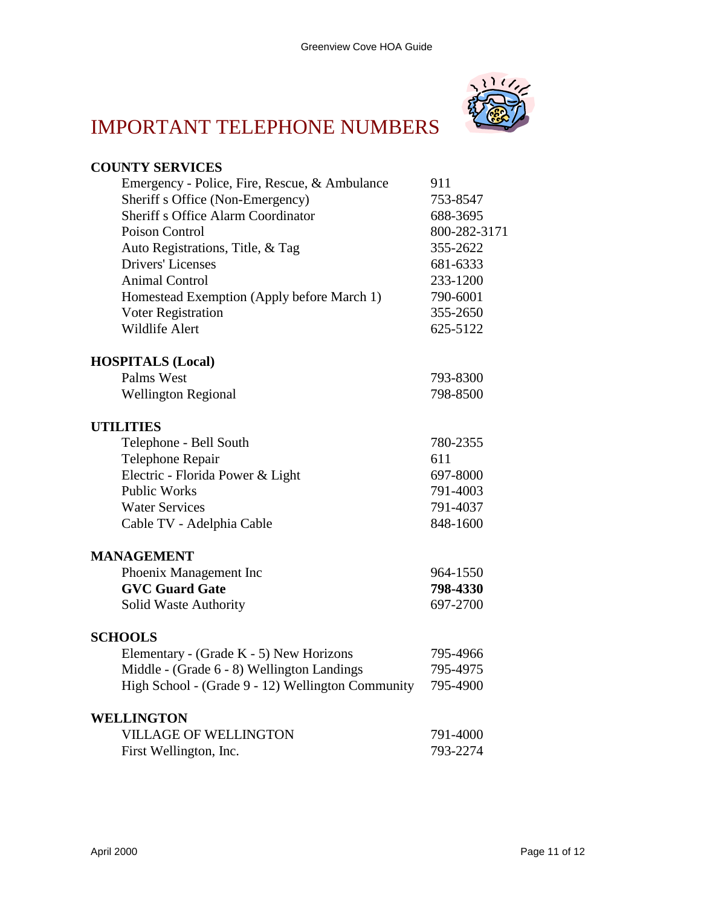# IMPORTANT TELEPHONE NUMBERS

| | |
|---|---|
| **COUNTY SERVICES** | |
| Emergency - Police, Fire, Rescue, & Ambulance | 911 |
| Sheriff s Office (Non-Emergency) | 753-8547 |
| Sheriff s Office Alarm Coordinator | 688-3695 |
| Poison Control | 800-282-3171 |
| Auto Registrations, Title, & Tag | 355-2622 |
| Drivers' Licenses | 681-6333 |
| Animal Control | 233-1200 |
| Homestead Exemption (Apply before March 1) | 790-6001 |
| Voter Registration | 355-2650 |
| Wildlife Alert | 625-5122 |
| **HOSPITALS (Local)** | |
| Palms West | 793-8300 |
| Wellington Regional | 798-8500 |
| **UTILITIES** | |
| Telephone - Bell South | 780-2355 |
| Telephone Repair | 611 |
| Electric - Florida Power & Light | 697-8000 |
| Public Works | 791-4003 |
| Water Services | 791-4037 |
| Cable TV - Adelphia Cable | 848-1600 |
| **MANAGEMENT** | |
| Phoenix Management Inc | 964-1550 |
| **GVC Guard Gate** | **798-4330** |
| Solid Waste Authority | 697-2700 |
| **SCHOOLS** | |
| Elementary - (Grade K - 5) New Horizons | 795-4966 |
| Middle - (Grade 6 - 8) Wellington Landings | 795-4975 |
| High School - (Grade 9 - 12) Wellington Community | 795-4900 |
| **WELLINGTON** | |
| VILLAGE OF WELLINGTON | 791-4000 |
| First Wellington, Inc. | 793-2274 |

April 2000